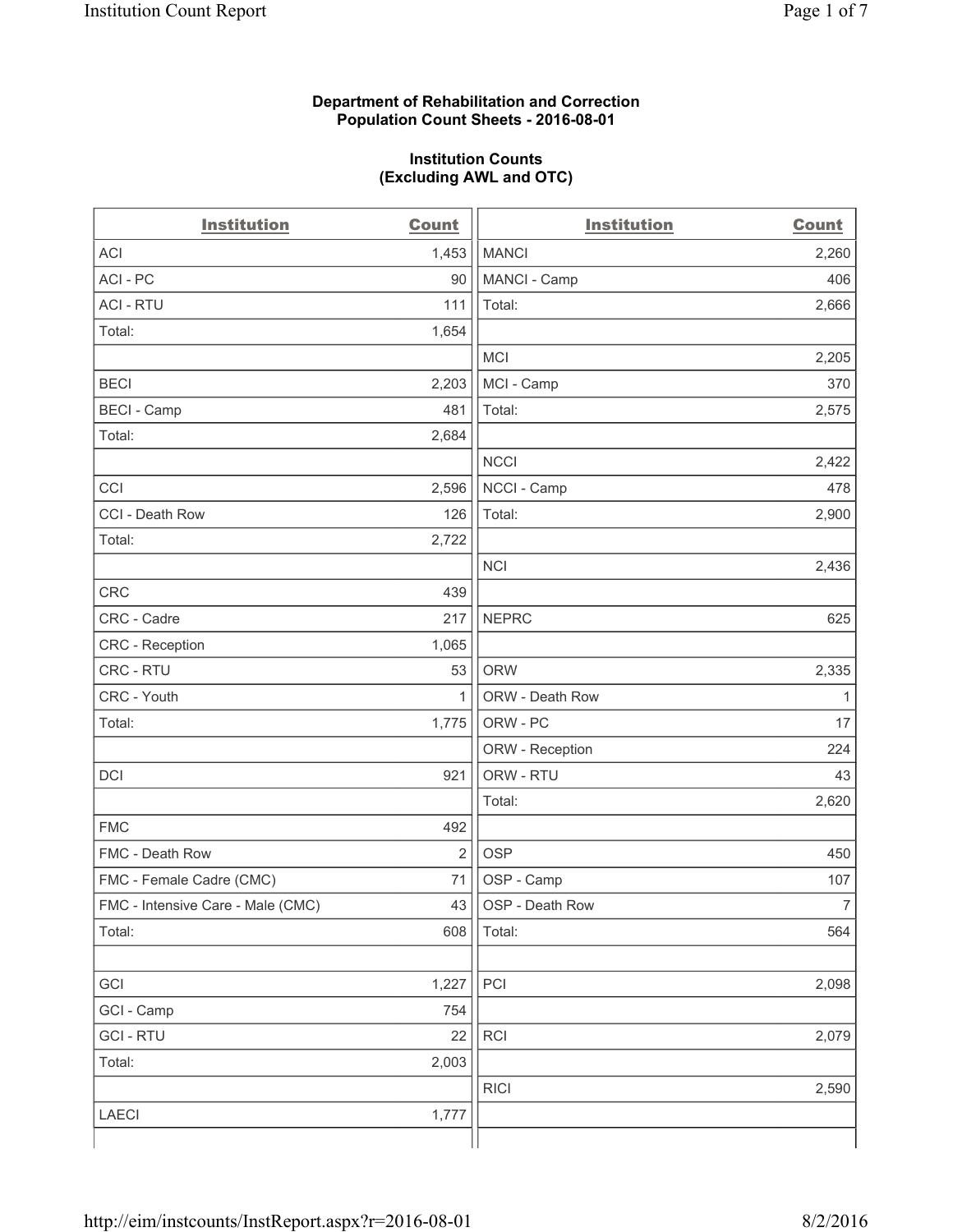**Department of Rehabilitation and Correction**
**Population Count Sheets - 2016-08-01**

**Institution Counts**
**(Excluding AWL and OTC)**

| Institution | Count |
|---|---|
| ACI | 1,453 |
| ACI - PC | 90 |
| ACI - RTU | 111 |
| Total: | 1,654 |
| | |
| BECI | 2,203 |
| BECI - Camp | 481 |
| Total: | 2,684 |
| | |
| CCI | 2,596 |
| CCI - Death Row | 126 |
| Total: | 2,722 |
| | |
| CRC | 439 |
| CRC - Cadre | 217 |
| CRC - Reception | 1,065 |
| CRC - RTU | 53 |
| CRC - Youth | 1 |
| Total: | 1,775 |
| | |
| DCI | 921 |
| | |
| FMC | 492 |
| FMC - Death Row | 2 |
| FMC - Female Cadre (CMC) | 71 |
| FMC - Intensive Care - Male (CMC) | 43 |
| Total: | 608 |
| | |
| GCI | 1,227 |
| GCI - Camp | 754 |
| GCI - RTU | 22 |
| Total: | 2,003 |
| | |
| LAECI | 1,777 |

| Institution | Count |
|---|---|
| MANCI | 2,260 |
| MANCI - Camp | 406 |
| Total: | 2,666 |
| | |
| MCI | 2,205 |
| MCI - Camp | 370 |
| Total: | 2,575 |
| | |
| NCCI | 2,422 |
| NCCI - Camp | 478 |
| Total: | 2,900 |
| | |
| NCI | 2,436 |
| | |
| NEPRC | 625 |
| | |
| ORW | 2,335 |
| ORW - Death Row | 1 |
| ORW - PC | 17 |
| ORW - Reception | 224 |
| ORW - RTU | 43 |
| Total: | 2,620 |
| | |
| OSP | 450 |
| OSP - Camp | 107 |
| OSP - Death Row | 7 |
| Total: | 564 |
| | |
| PCI | 2,098 |
| | |
| RCI | 2,079 |
| | |
| RICI | 2,590 |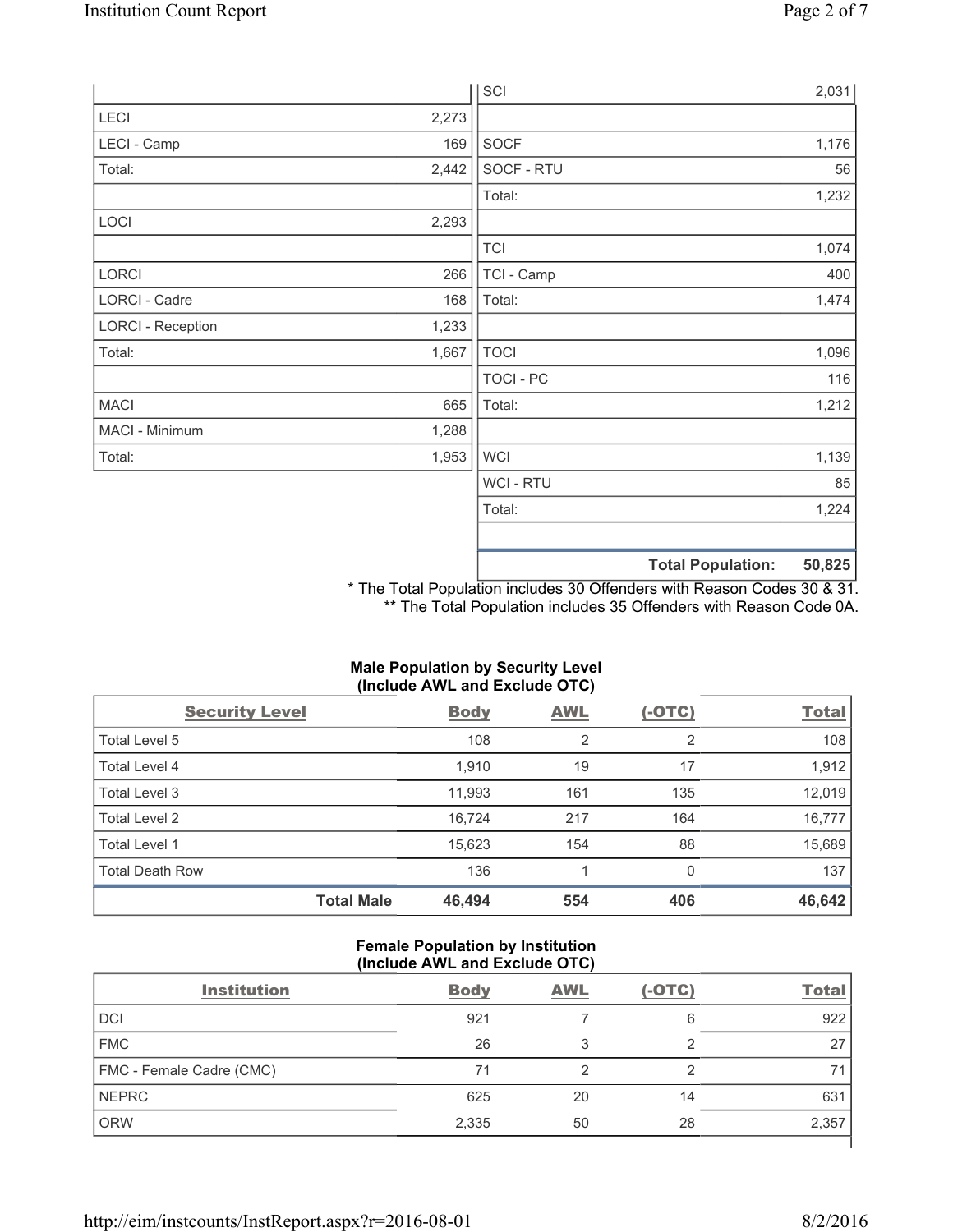| | |
|---|---|
| LECI | 2,273 |
| LECI - Camp | 169 |
| Total: | 2,442 |
| | |
| LOCI | 2,293 |
| | |
| LORCI | 266 |
| LORCI - Cadre | 168 |
| LORCI - Reception | 1,233 |
| Total: | 1,667 |
| | |
| MACI | 665 |
| MACI - Minimum | 1,288 |
| Total: | 1,953 |

| | |
|---|---|
| SCI | 2,031 |
| | |
| SOCF | 1,176 |
| SOCF - RTU | 56 |
| Total: | 1,232 |
| | |
| TCI | 1,074 |
| TCI - Camp | 400 |
| Total: | 1,474 |
| | |
| TOCI | 1,096 |
| TOCI - PC | 116 |
| Total: | 1,212 |
| | |
| WCI | 1,139 |
| WCI - RTU | 85 |
| Total: | 1,224 |
| | |
| **Total Population:** | **50,825** |

* The Total Population includes 30 Offenders with Reason Codes 30 & 31.
** The Total Population includes 35 Offenders with Reason Code 0A.

**Male Population by Security Level (Include AWL and Exclude OTC)**

| Security Level | Body | AWL | (-OTC) | Total |
|---|---|---|---|---|
| Total Level 5 | 108 | 2 | 2 | 108 |
| Total Level 4 | 1,910 | 19 | 17 | 1,912 |
| Total Level 3 | 11,993 | 161 | 135 | 12,019 |
| Total Level 2 | 16,724 | 217 | 164 | 16,777 |
| Total Level 1 | 15,623 | 154 | 88 | 15,689 |
| Total Death Row | 136 | 1 | 0 | 137 |
| **Total Male** | **46,494** | **554** | **406** | **46,642** |

**Female Population by Institution (Include AWL and Exclude OTC)**

| Institution | Body | AWL | (-OTC) | Total |
|---|---|---|---|---|
| DCI | 921 | 7 | 6 | 922 |
| FMC | 26 | 3 | 2 | 27 |
| FMC - Female Cadre (CMC) | 71 | 2 | 2 | 71 |
| NEPRC | 625 | 20 | 14 | 631 |
| ORW | 2,335 | 50 | 28 | 2,357 |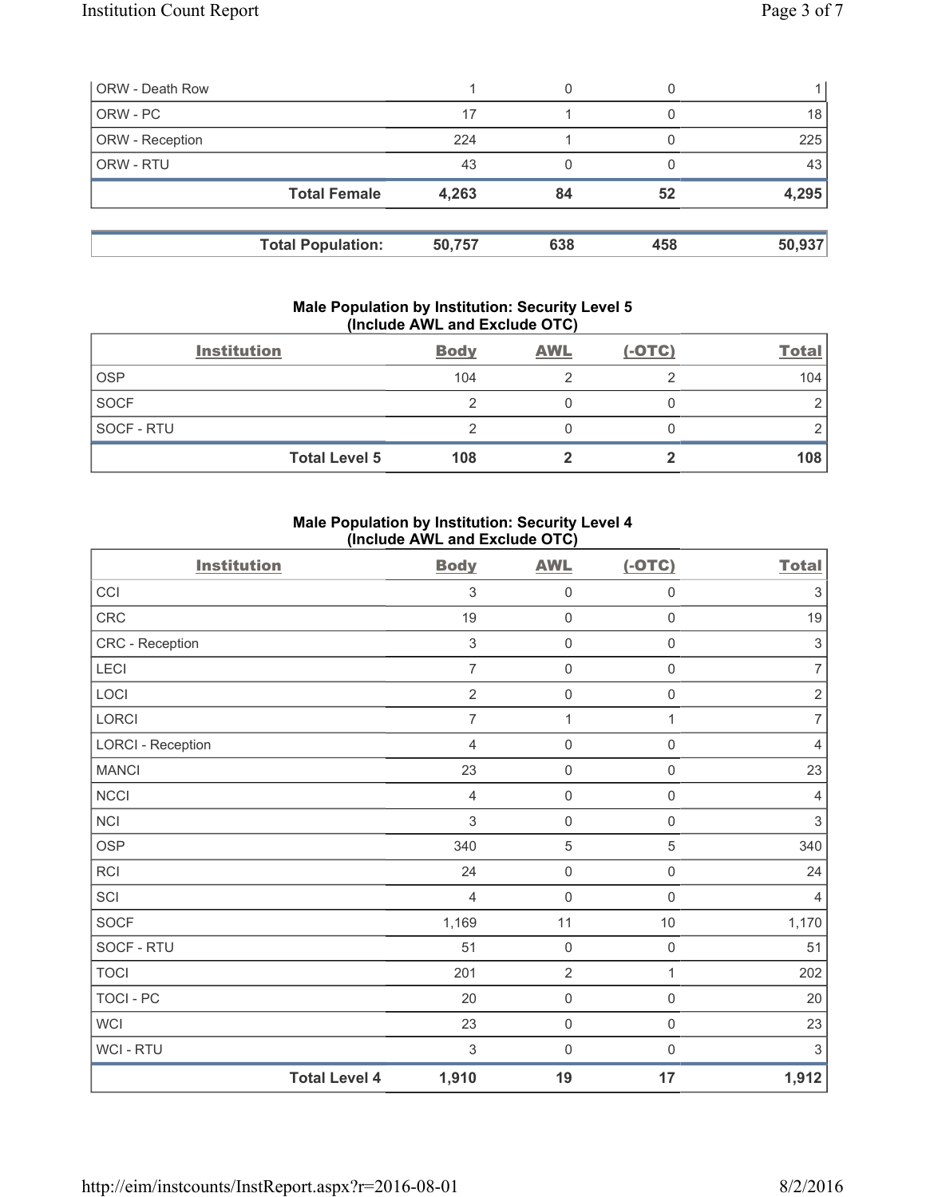| ORW - Death Row | 1 | 0 | 0 | 1 |
|---|---|---|---|---|
| ORW - PC | 17 | 1 | 0 | 18 |
| ORW - Reception | 224 | 1 | 0 | 225 |
| ORW - RTU | 43 | 0 | 0 | 43 |
| **Total Female** | **4,263** | **84** | **52** | **4,295** |

| **Total Population:** | **50,757** | **638** | **458** | **50,937** |
|---|---|---|---|---|

### Male Population by Institution: Security Level 5 (Include AWL and Exclude OTC)

| Institution | Body | AWL | (-OTC) | Total |
|---|---|---|---|---|
| OSP | 104 | 2 | 2 | 104 |
| SOCF | 2 | 0 | 0 | 2 |
| SOCF - RTU | 2 | 0 | 0 | 2 |
| **Total Level 5** | **108** | **2** | **2** | **108** |

### Male Population by Institution: Security Level 4 (Include AWL and Exclude OTC)

| Institution | Body | AWL | (-OTC) | Total |
|---|---|---|---|---|
| CCI | 3 | 0 | 0 | 3 |
| CRC | 19 | 0 | 0 | 19 |
| CRC - Reception | 3 | 0 | 0 | 3 |
| LECI | 7 | 0 | 0 | 7 |
| LOCI | 2 | 0 | 0 | 2 |
| LORCI | 7 | 1 | 1 | 7 |
| LORCI - Reception | 4 | 0 | 0 | 4 |
| MANCI | 23 | 0 | 0 | 23 |
| NCCI | 4 | 0 | 0 | 4 |
| NCI | 3 | 0 | 0 | 3 |
| OSP | 340 | 5 | 5 | 340 |
| RCI | 24 | 0 | 0 | 24 |
| SCI | 4 | 0 | 0 | 4 |
| SOCF | 1,169 | 11 | 10 | 1,170 |
| SOCF - RTU | 51 | 0 | 0 | 51 |
| TOCI | 201 | 2 | 1 | 202 |
| TOCI - PC | 20 | 0 | 0 | 20 |
| WCI | 23 | 0 | 0 | 23 |
| WCI - RTU | 3 | 0 | 0 | 3 |
| **Total Level 4** | **1,910** | **19** | **17** | **1,912** |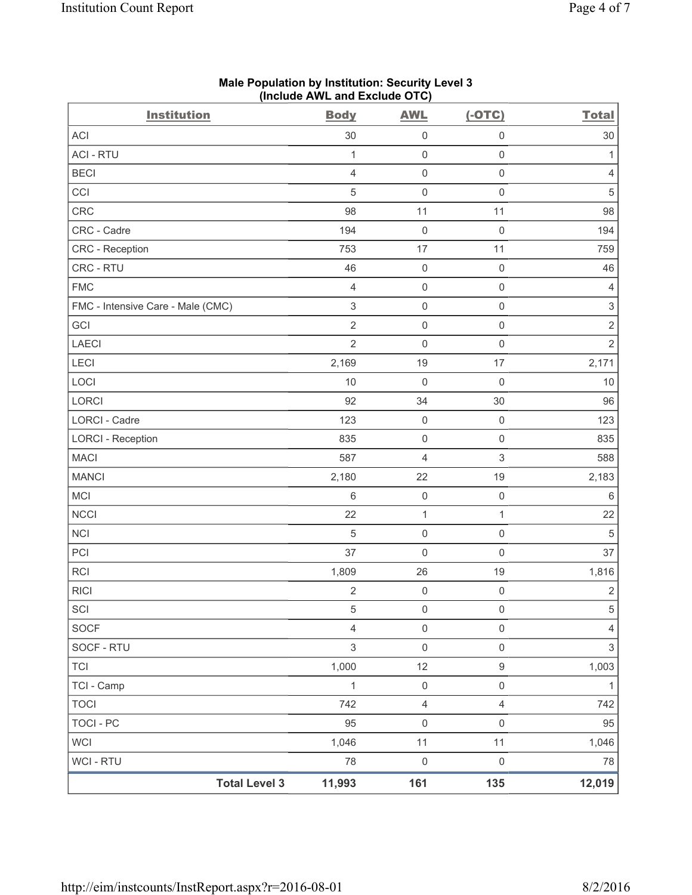**Male Population by Institution: Security Level 3**
**(Include AWL and Exclude OTC)**

| Institution | Body | AWL | (-OTC) | Total |
|---|---|---|---|---|
| ACI | 30 | 0 | 0 | 30 |
| ACI - RTU | 1 | 0 | 0 | 1 |
| BECI | 4 | 0 | 0 | 4 |
| CCI | 5 | 0 | 0 | 5 |
| CRC | 98 | 11 | 11 | 98 |
| CRC - Cadre | 194 | 0 | 0 | 194 |
| CRC - Reception | 753 | 17 | 11 | 759 |
| CRC - RTU | 46 | 0 | 0 | 46 |
| FMC | 4 | 0 | 0 | 4 |
| FMC - Intensive Care - Male (CMC) | 3 | 0 | 0 | 3 |
| GCI | 2 | 0 | 0 | 2 |
| LAECI | 2 | 0 | 0 | 2 |
| LECI | 2,169 | 19 | 17 | 2,171 |
| LOCI | 10 | 0 | 0 | 10 |
| LORCI | 92 | 34 | 30 | 96 |
| LORCI - Cadre | 123 | 0 | 0 | 123 |
| LORCI - Reception | 835 | 0 | 0 | 835 |
| MACI | 587 | 4 | 3 | 588 |
| MANCI | 2,180 | 22 | 19 | 2,183 |
| MCI | 6 | 0 | 0 | 6 |
| NCCI | 22 | 1 | 1 | 22 |
| NCI | 5 | 0 | 0 | 5 |
| PCI | 37 | 0 | 0 | 37 |
| RCI | 1,809 | 26 | 19 | 1,816 |
| RICI | 2 | 0 | 0 | 2 |
| SCI | 5 | 0 | 0 | 5 |
| SOCF | 4 | 0 | 0 | 4 |
| SOCF - RTU | 3 | 0 | 0 | 3 |
| TCI | 1,000 | 12 | 9 | 1,003 |
| TCI - Camp | 1 | 0 | 0 | 1 |
| TOCI | 742 | 4 | 4 | 742 |
| TOCI - PC | 95 | 0 | 0 | 95 |
| WCI | 1,046 | 11 | 11 | 1,046 |
| WCI - RTU | 78 | 0 | 0 | 78 |
| **Total Level 3** | **11,993** | **161** | **135** | **12,019** |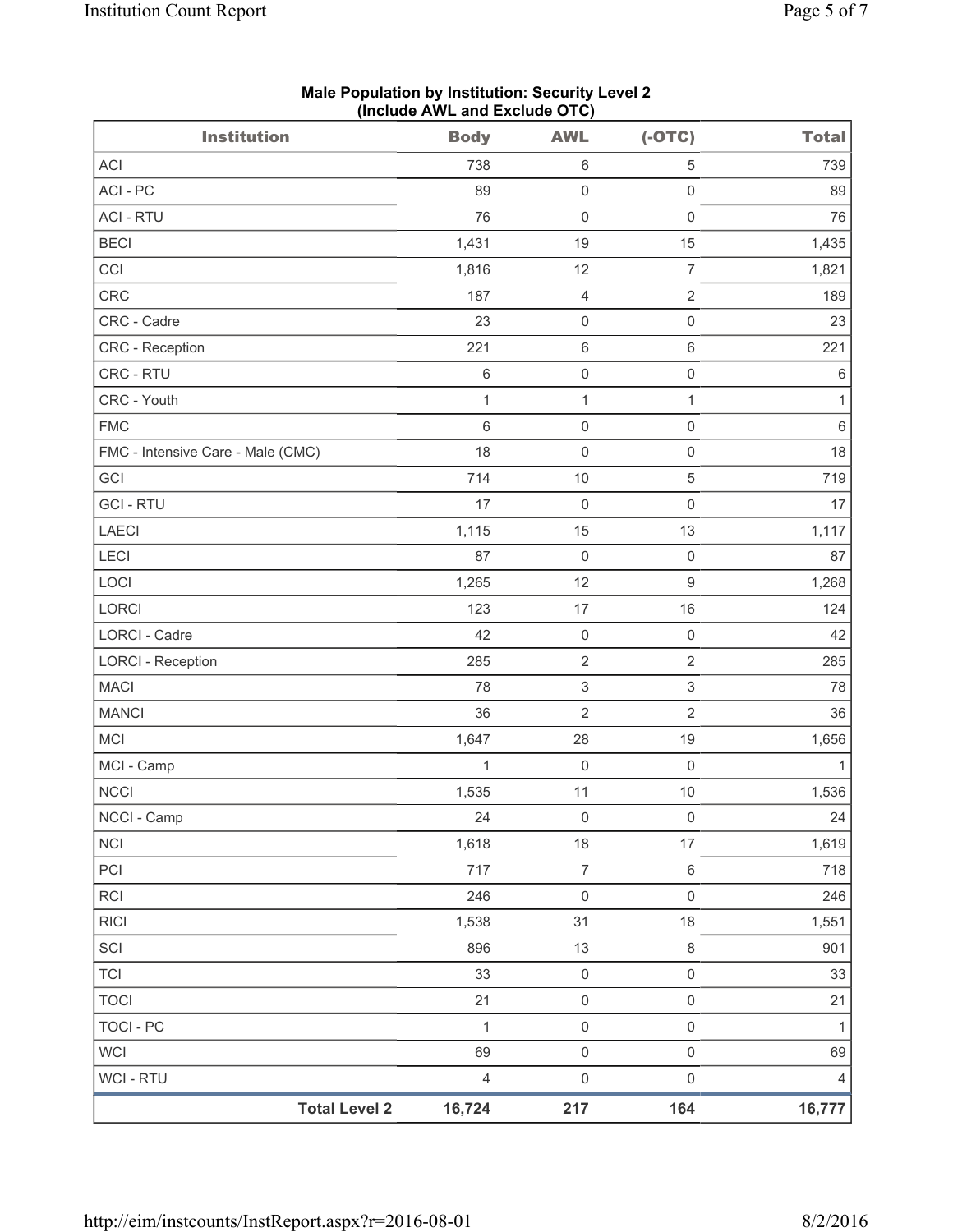**Male Population by Institution: Security Level 2**
**(Include AWL and Exclude OTC)**

| Institution | Body | AWL | (-OTC) | Total |
|---|---|---|---|---|
| ACI | 738 | 6 | 5 | 739 |
| ACI - PC | 89 | 0 | 0 | 89 |
| ACI - RTU | 76 | 0 | 0 | 76 |
| BECI | 1,431 | 19 | 15 | 1,435 |
| CCI | 1,816 | 12 | 7 | 1,821 |
| CRC | 187 | 4 | 2 | 189 |
| CRC - Cadre | 23 | 0 | 0 | 23 |
| CRC - Reception | 221 | 6 | 6 | 221 |
| CRC - RTU | 6 | 0 | 0 | 6 |
| CRC - Youth | 1 | 1 | 1 | 1 |
| FMC | 6 | 0 | 0 | 6 |
| FMC - Intensive Care - Male (CMC) | 18 | 0 | 0 | 18 |
| GCI | 714 | 10 | 5 | 719 |
| GCI - RTU | 17 | 0 | 0 | 17 |
| LAECI | 1,115 | 15 | 13 | 1,117 |
| LECI | 87 | 0 | 0 | 87 |
| LOCI | 1,265 | 12 | 9 | 1,268 |
| LORCI | 123 | 17 | 16 | 124 |
| LORCI - Cadre | 42 | 0 | 0 | 42 |
| LORCI - Reception | 285 | 2 | 2 | 285 |
| MACI | 78 | 3 | 3 | 78 |
| MANCI | 36 | 2 | 2 | 36 |
| MCI | 1,647 | 28 | 19 | 1,656 |
| MCI - Camp | 1 | 0 | 0 | 1 |
| NCCI | 1,535 | 11 | 10 | 1,536 |
| NCCI - Camp | 24 | 0 | 0 | 24 |
| NCI | 1,618 | 18 | 17 | 1,619 |
| PCI | 717 | 7 | 6 | 718 |
| RCI | 246 | 0 | 0 | 246 |
| RICI | 1,538 | 31 | 18 | 1,551 |
| SCI | 896 | 13 | 8 | 901 |
| TCI | 33 | 0 | 0 | 33 |
| TOCI | 21 | 0 | 0 | 21 |
| TOCI - PC | 1 | 0 | 0 | 1 |
| WCI | 69 | 0 | 0 | 69 |
| WCI - RTU | 4 | 0 | 0 | 4 |
| **Total Level 2** | **16,724** | **217** | **164** | **16,777** |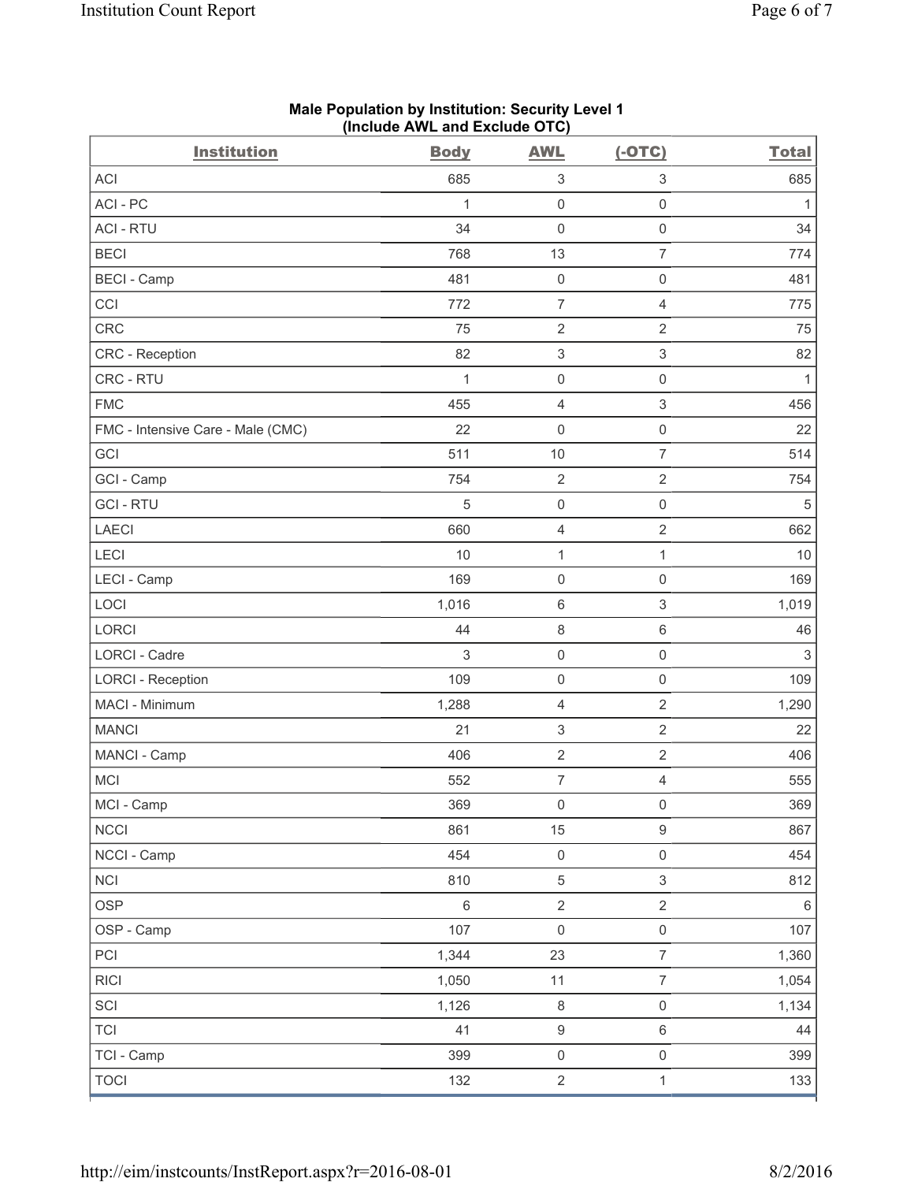**Male Population by Institution: Security Level 1**
**(Include AWL and Exclude OTC)**

| Institution | Body | AWL | (-OTC) | Total |
|---|---|---|---|---|
| ACI | 685 | 3 | 3 | 685 |
| ACI - PC | 1 | 0 | 0 | 1 |
| ACI - RTU | 34 | 0 | 0 | 34 |
| BECI | 768 | 13 | 7 | 774 |
| BECI - Camp | 481 | 0 | 0 | 481 |
| CCI | 772 | 7 | 4 | 775 |
| CRC | 75 | 2 | 2 | 75 |
| CRC - Reception | 82 | 3 | 3 | 82 |
| CRC - RTU | 1 | 0 | 0 | 1 |
| FMC | 455 | 4 | 3 | 456 |
| FMC - Intensive Care - Male (CMC) | 22 | 0 | 0 | 22 |
| GCI | 511 | 10 | 7 | 514 |
| GCI - Camp | 754 | 2 | 2 | 754 |
| GCI - RTU | 5 | 0 | 0 | 5 |
| LAECI | 660 | 4 | 2 | 662 |
| LECI | 10 | 1 | 1 | 10 |
| LECI - Camp | 169 | 0 | 0 | 169 |
| LOCI | 1,016 | 6 | 3 | 1,019 |
| LORCI | 44 | 8 | 6 | 46 |
| LORCI - Cadre | 3 | 0 | 0 | 3 |
| LORCI - Reception | 109 | 0 | 0 | 109 |
| MACI - Minimum | 1,288 | 4 | 2 | 1,290 |
| MANCI | 21 | 3 | 2 | 22 |
| MANCI - Camp | 406 | 2 | 2 | 406 |
| MCI | 552 | 7 | 4 | 555 |
| MCI - Camp | 369 | 0 | 0 | 369 |
| NCCI | 861 | 15 | 9 | 867 |
| NCCI - Camp | 454 | 0 | 0 | 454 |
| NCI | 810 | 5 | 3 | 812 |
| OSP | 6 | 2 | 2 | 6 |
| OSP - Camp | 107 | 0 | 0 | 107 |
| PCI | 1,344 | 23 | 7 | 1,360 |
| RICI | 1,050 | 11 | 7 | 1,054 |
| SCI | 1,126 | 8 | 0 | 1,134 |
| TCI | 41 | 9 | 6 | 44 |
| TCI - Camp | 399 | 0 | 0 | 399 |
| TOCI | 132 | 2 | 1 | 133 |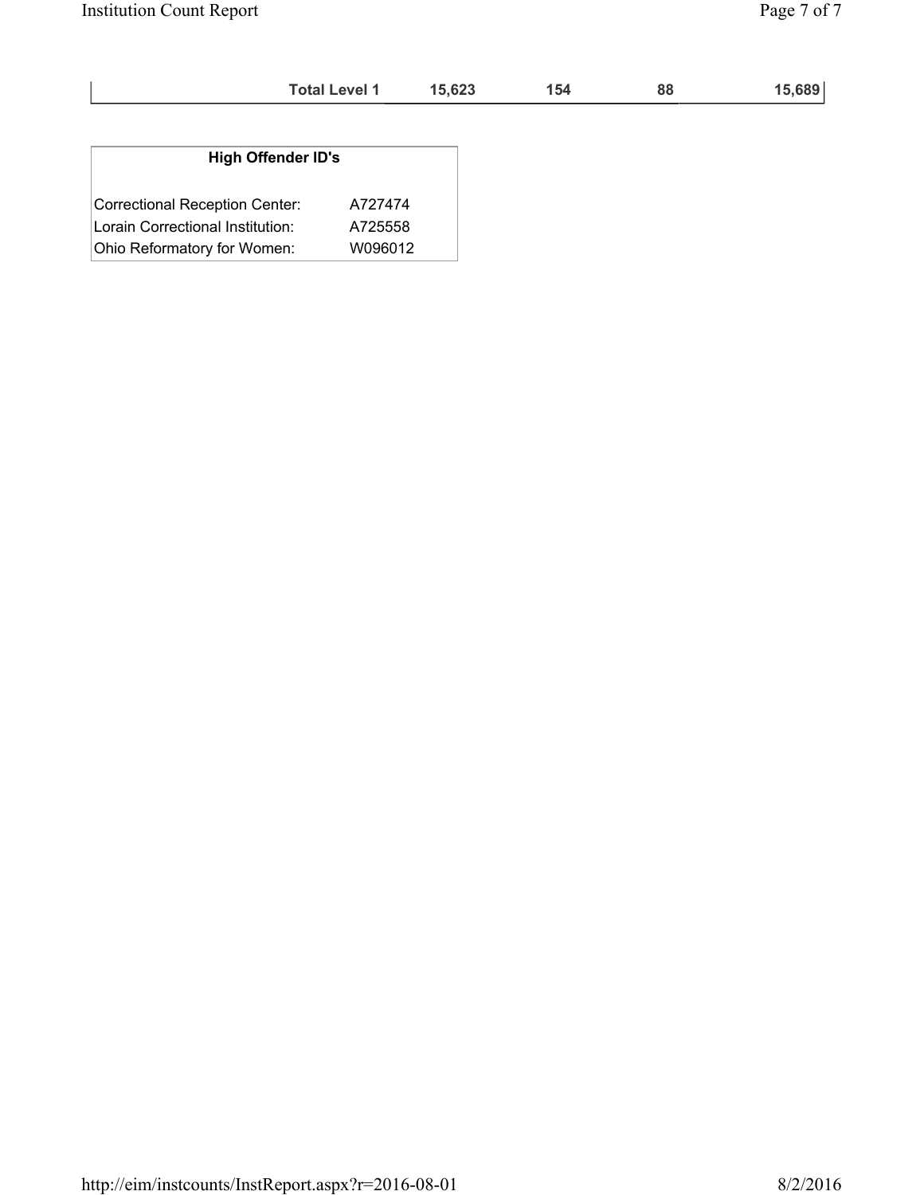| | | | | |
|---|---|---|---|---|
| **Total Level 1** | **15,623** | **154** | **88** | **15,689** |

| **High Offender ID's** | |
|---|---|
| Correctional Reception Center: | A727474 |
| Lorain Correctional Institution: | A725558 |
| Ohio Reformatory for Women: | W096012 |